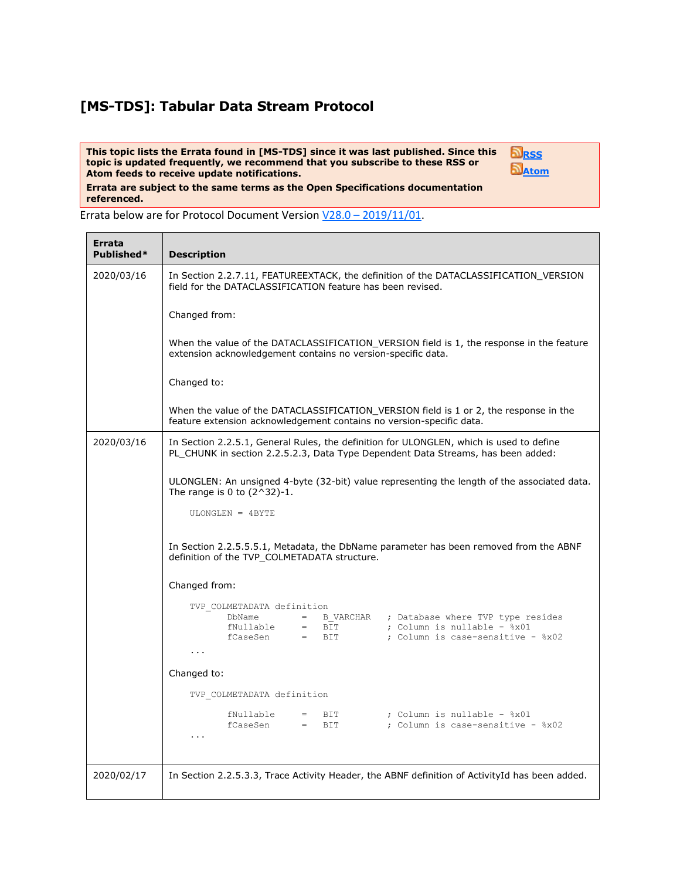# [MS-TDS]: Tabular Data Stream Protocol

**This topic lists the Errata found in [MS-TDS] since it was last published. Since this topic is updated frequently, we recommend that you subscribe to these RSS or Atom feeds to receive update notifications.**

**Errata are subject to the same terms as the Open Specifications documentation referenced.**

[RSS](#)
[Atom](#)

Errata below are for Protocol Document Version [V28.0 – 2019/11/01](#).

<table>
<tr><th>Errata Published*</th><th>Description</th></tr>
<tr><td>2020/03/16</td><td>In Section 2.2.7.11, FEATUREEXTACK, the definition of the DATACLASSIFICATION_VERSION field for the DATACLASSIFICATION feature has been revised.<br><br>Changed from:<br><br>When the value of the DATACLASSIFICATION_VERSION field is 1, the response in the feature extension acknowledgement contains no version-specific data.<br><br>Changed to:<br><br>When the value of the DATACLASSIFICATION_VERSION field is 1 or 2, the response in the feature extension acknowledgement contains no version-specific data.</td></tr>
<tr><td>2020/03/16</td><td>In Section 2.2.5.1, General Rules, the definition for ULONGLEN, which is used to define PL_CHUNK in section 2.2.5.2.3, Data Type Dependent Data Streams, has been added:<br><br>ULONGLEN: An unsigned 4-byte (32-bit) value representing the length of the associated data. The range is 0 to (2^32)-1.<br><br><pre>ULONGLEN = 4BYTE</pre><br>In Section 2.2.5.5.5.1, Metadata, the DbName parameter has been removed from the ABNF definition of the TVP_COLMETADATA structure.<br><br>Changed from:<br><br><pre>TVP_COLMETADATA definition
        DbName         =   B_VARCHAR   ; Database where TVP type resides
        fNullable      =   BIT         ; Column is nullable - %x01
        fCaseSen       =   BIT         ; Column is case-sensitive - %x02
...</pre><br>Changed to:<br><br><pre>TVP_COLMETADATA definition

        fNullable      =   BIT         ; Column is nullable - %x01
        fCaseSen       =   BIT         ; Column is case-sensitive - %x02
...</pre></td></tr>
<tr><td>2020/02/17</td><td>In Section 2.2.5.3.3, Trace Activity Header, the ABNF definition of ActivityId has been added.</td></tr>
</table>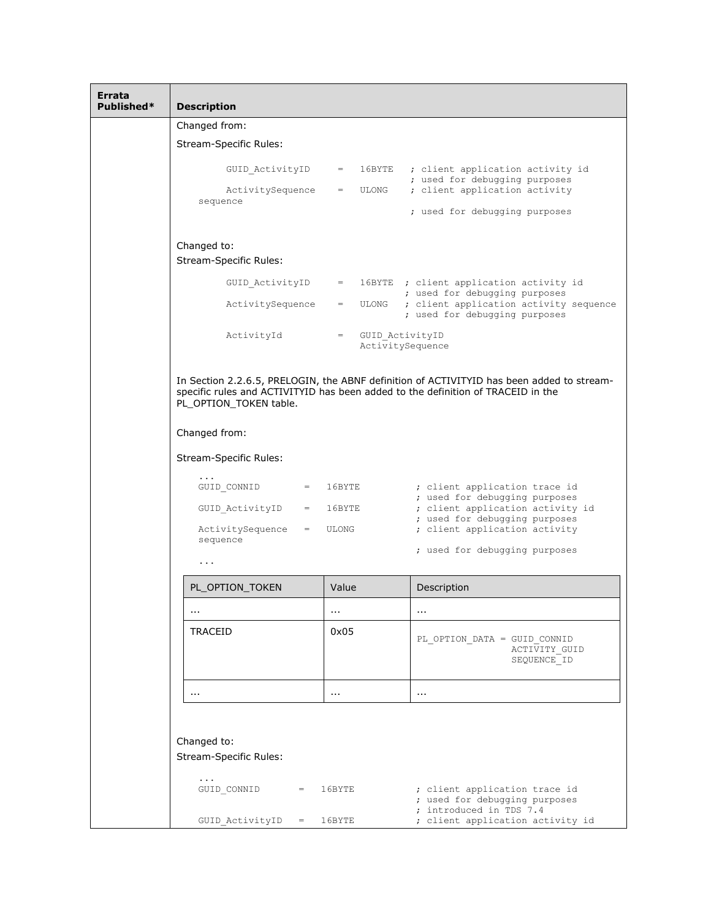| Errata Published* | Description |
|---|---|
| | Changed from: |

Stream-Specific Rules:

```
        GUID_ActivityID     =   16BYTE   ; client application activity id
                                         ; used for debugging purposes
        ActivitySequence    =   ULONG    ; client application activity
    sequence
                                         ; used for debugging purposes
```

Changed to:

Stream-Specific Rules:

```
        GUID_ActivityID     =   16BYTE  ; client application activity id
                                        ; used for debugging purposes
        ActivitySequence    =   ULONG   ; client application activity sequence
                                        ; used for debugging purposes

        ActivityId          =   GUID_ActivityID
                                ActivitySequence
```

In Section 2.2.6.5, PRELOGIN, the ABNF definition of ACTIVITYID has been added to stream-specific rules and ACTIVITYID has been added to the definition of TRACEID in the PL_OPTION_TOKEN table.

Changed from:

Stream-Specific Rules:

```
    ...
    GUID_CONNID        =   16BYTE          ; client application trace id
                                           ; used for debugging purposes
    GUID_ActivityID    =   16BYTE          ; client application activity id
                                           ; used for debugging purposes
    ActivitySequence   =   ULONG           ; client application activity
    sequence
                                           ; used for debugging purposes
    ...
```

| PL_OPTION_TOKEN | Value | Description |
|---|---|---|
| ... | ... | ... |
| TRACEID | 0x05 | `PL_OPTION_DATA = GUID_CONNID ACTIVITY_GUID SEQUENCE_ID` |
| ... | ... | ... |

Changed to:

Stream-Specific Rules:

```
    ...
    GUID_CONNID       =   16BYTE          ; client application trace id
                                          ; used for debugging purposes
                                          ; introduced in TDS 7.4
    GUID_ActivityID   =   16BYTE          ; client application activity id
```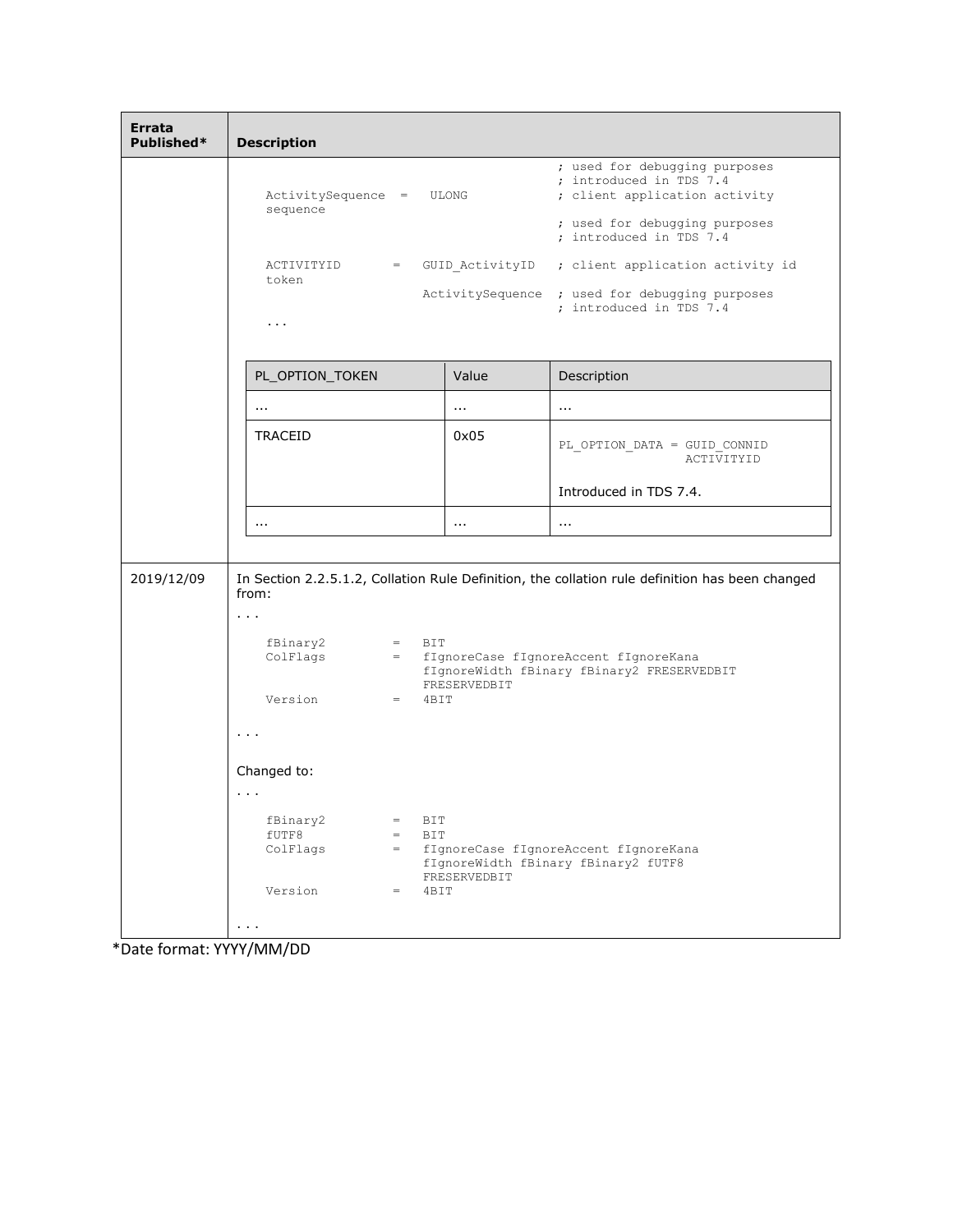| Errata Published* | Description |
| --- | --- |
| | (continued) |

```
                                                ; used for debugging purposes
                                                ; introduced in TDS 7.4
  ActivitySequence  =   ULONG                   ; client application activity
  sequence
                                                ; used for debugging purposes
                                                ; introduced in TDS 7.4

  ACTIVITYID        =   GUID_ActivityID         ; client application activity id
  token
                        ActivitySequence        ; used for debugging purposes
                                                ; introduced in TDS 7.4
  ...
```

| PL_OPTION_TOKEN | Value | Description |
| --- | --- | --- |
| ... | ... | ... |
| TRACEID | 0x05 | `PL_OPTION_DATA = GUID_CONNID ACTIVITYID`<br><br>Introduced in TDS 7.4. |
| ... | ... | ... |

**2019/12/09**

In Section 2.2.5.1.2, Collation Rule Definition, the collation rule definition has been changed from:

...

```
  fBinary2          =   BIT
  ColFlags          =   fIgnoreCase fIgnoreAccent fIgnoreKana
                        fIgnoreWidth fBinary fBinary2 FRESERVEDBIT
                        FRESERVEDBIT
  Version           =   4BIT
```

...

Changed to:

...

```
  fBinary2          =   BIT
  fUTF8             =   BIT
  ColFlags          =   fIgnoreCase fIgnoreAccent fIgnoreKana
                        fIgnoreWidth fBinary fBinary2 fUTF8
                        FRESERVEDBIT
  Version           =   4BIT
```

...

*Date format: YYYY/MM/DD